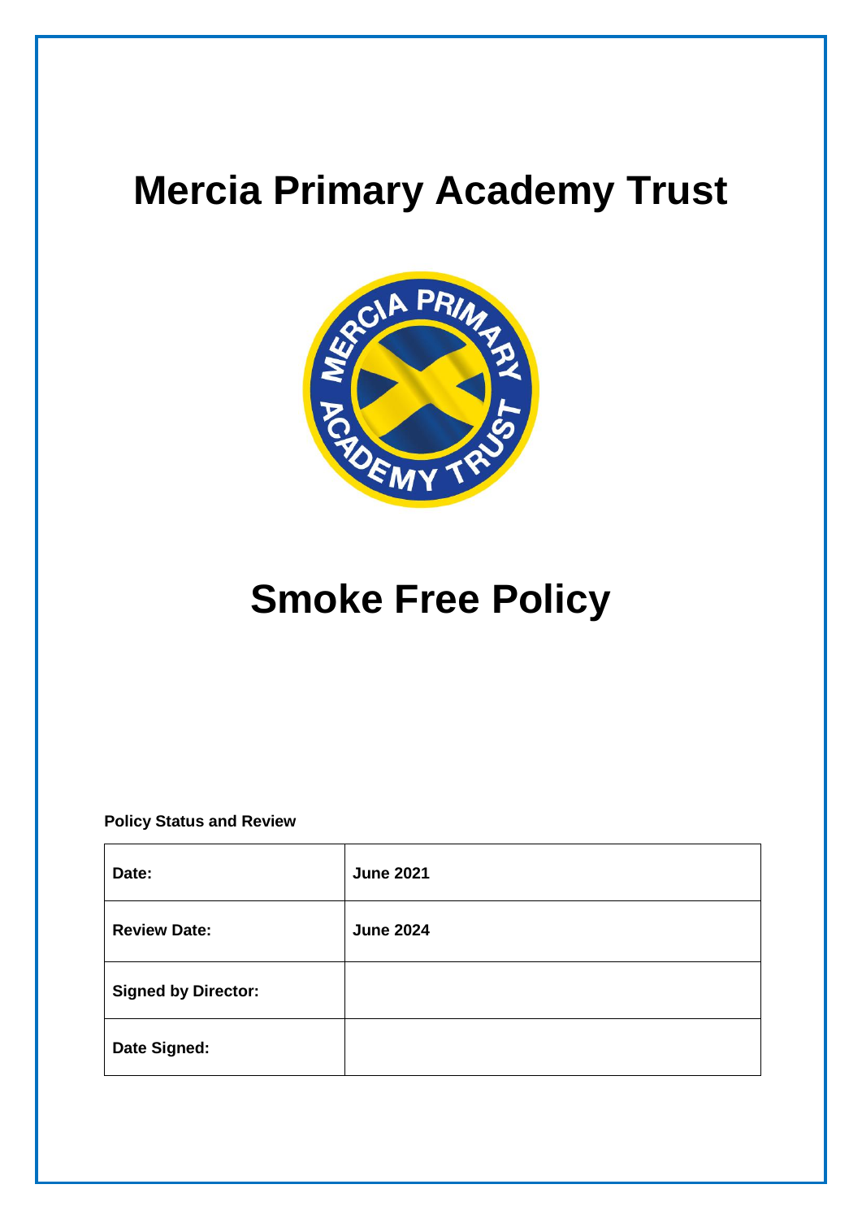# Mercia Primary Academy Trust

# Smoke Free Policy

**Policy Status and Review**

| **Date:** | **June 2021** |
|---|---|
| **Review Date:** | **June 2024** |
| **Signed by Director:** | |
| **Date Signed:** | |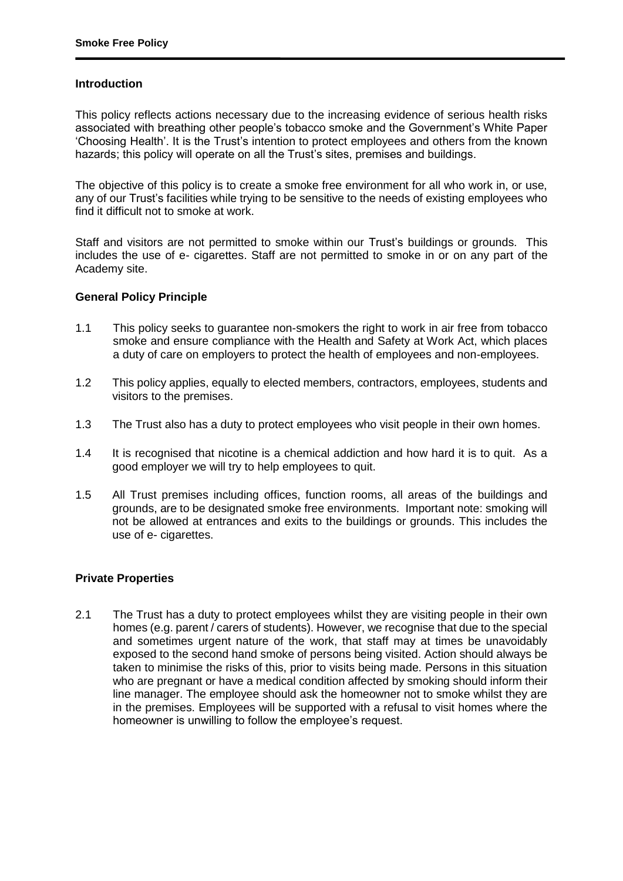## Introduction

This policy reflects actions necessary due to the increasing evidence of serious health risks associated with breathing other people's tobacco smoke and the Government's White Paper 'Choosing Health'. It is the Trust's intention to protect employees and others from the known hazards; this policy will operate on all the Trust's sites, premises and buildings.

The objective of this policy is to create a smoke free environment for all who work in, or use, any of our Trust's facilities while trying to be sensitive to the needs of existing employees who find it difficult not to smoke at work.

Staff and visitors are not permitted to smoke within our Trust's buildings or grounds. This includes the use of e- cigarettes. Staff are not permitted to smoke in or on any part of the Academy site.

## General Policy Principle

1.1 This policy seeks to guarantee non-smokers the right to work in air free from tobacco smoke and ensure compliance with the Health and Safety at Work Act, which places a duty of care on employers to protect the health of employees and non-employees.

1.2 This policy applies, equally to elected members, contractors, employees, students and visitors to the premises.

1.3 The Trust also has a duty to protect employees who visit people in their own homes.

1.4 It is recognised that nicotine is a chemical addiction and how hard it is to quit. As a good employer we will try to help employees to quit.

1.5 All Trust premises including offices, function rooms, all areas of the buildings and grounds, are to be designated smoke free environments. Important note: smoking will not be allowed at entrances and exits to the buildings or grounds. This includes the use of e- cigarettes.

## Private Properties

2.1 The Trust has a duty to protect employees whilst they are visiting people in their own homes (e.g. parent / carers of students). However, we recognise that due to the special and sometimes urgent nature of the work, that staff may at times be unavoidably exposed to the second hand smoke of persons being visited. Action should always be taken to minimise the risks of this, prior to visits being made. Persons in this situation who are pregnant or have a medical condition affected by smoking should inform their line manager. The employee should ask the homeowner not to smoke whilst they are in the premises. Employees will be supported with a refusal to visit homes where the homeowner is unwilling to follow the employee's request.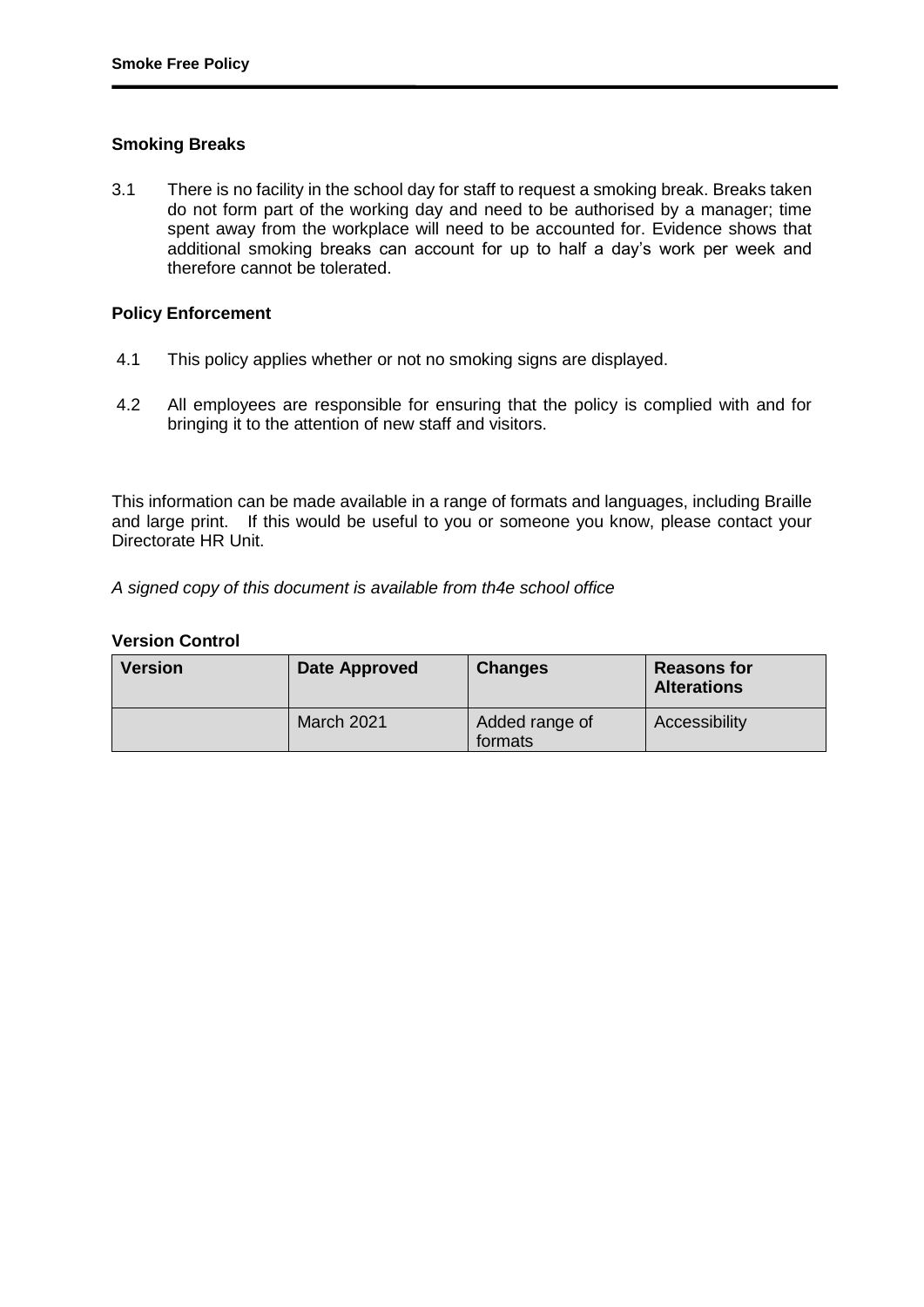### Smoking Breaks

3.1 There is no facility in the school day for staff to request a smoking break. Breaks taken do not form part of the working day and need to be authorised by a manager; time spent away from the workplace will need to be accounted for. Evidence shows that additional smoking breaks can account for up to half a day's work per week and therefore cannot be tolerated.

### Policy Enforcement

4.1 This policy applies whether or not no smoking signs are displayed.

4.2 All employees are responsible for ensuring that the policy is complied with and for bringing it to the attention of new staff and visitors.

This information can be made available in a range of formats and languages, including Braille and large print. If this would be useful to you or someone you know, please contact your Directorate HR Unit.

*A signed copy of this document is available from th4e school office*

### Version Control

| Version | Date Approved | Changes | Reasons for Alterations |
|---|---|---|---|
| | March 2021 | Added range of formats | Accessibility |